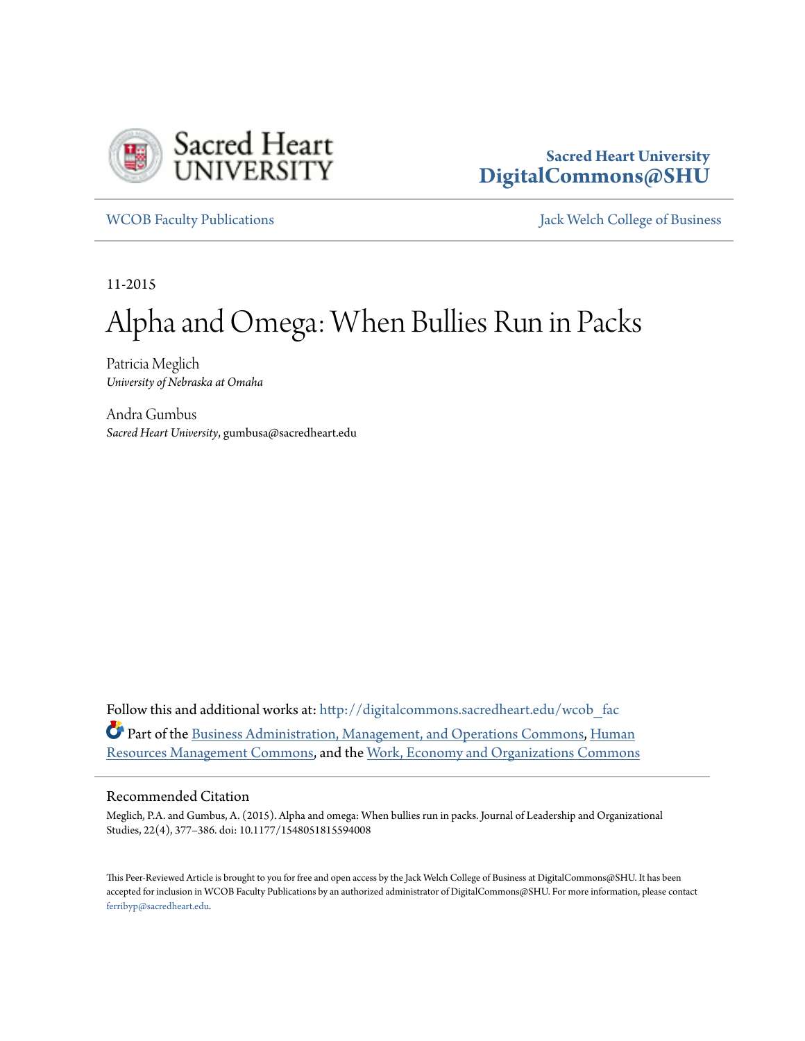Sacred Heart University
DigitalCommons@SHU

WCOB Faculty Publications | Jack Welch College of Business

11-2015

# Alpha and Omega: When Bullies Run in Packs

Patricia Meglich
*University of Nebraska at Omaha*

Andra Gumbus
*Sacred Heart University*, gumbusa@sacredheart.edu

Follow this and additional works at: http://digitalcommons.sacredheart.edu/wcob_fac

Part of the Business Administration, Management, and Operations Commons, Human Resources Management Commons, and the Work, Economy and Organizations Commons

## Recommended Citation

Meglich, P.A. and Gumbus, A. (2015). Alpha and omega: When bullies run in packs. Journal of Leadership and Organizational Studies, 22(4), 377–386. doi: 10.1177/1548051815594008

This Peer-Reviewed Article is brought to you for free and open access by the Jack Welch College of Business at DigitalCommons@SHU. It has been accepted for inclusion in WCOB Faculty Publications by an authorized administrator of DigitalCommons@SHU. For more information, please contact ferribyp@sacredheart.edu.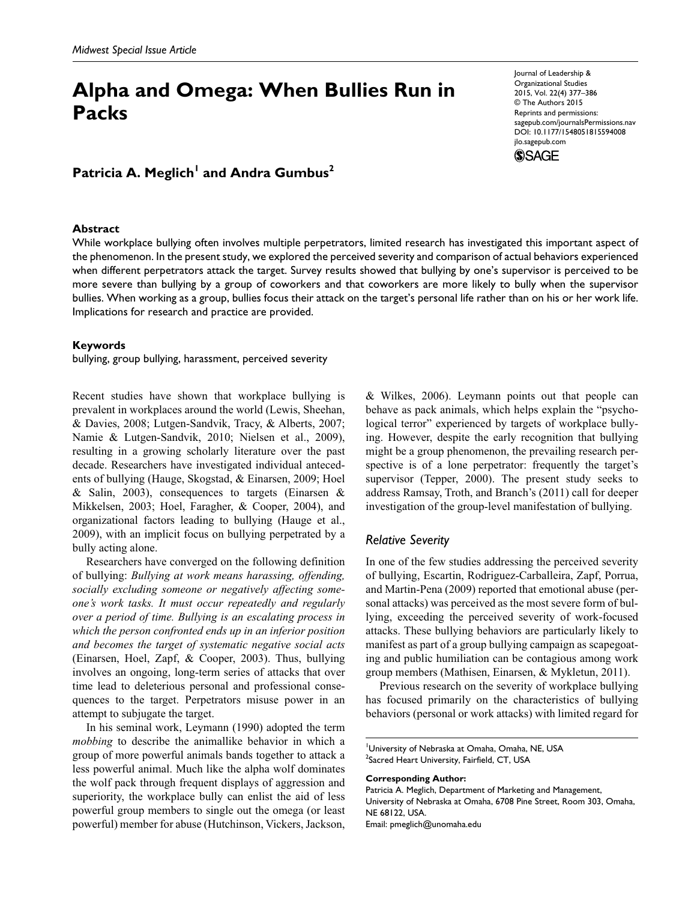Midwest Special Issue Article

# Alpha and Omega: When Bullies Run in Packs

Journal of Leadership & Organizational Studies
2015, Vol. 22(4) 377–386
© The Authors 2015
Reprints and permissions: sagepub.com/journalsPermissions.nav
DOI: 10.1177/1548051815594008
jlo.sagepub.com

**Patricia A. Meglich[1] and Andra Gumbus[2]**

## Abstract

While workplace bullying often involves multiple perpetrators, limited research has investigated this important aspect of the phenomenon. In the present study, we explored the perceived severity and comparison of actual behaviors experienced when different perpetrators attack the target. Survey results showed that bullying by one's supervisor is perceived to be more severe than bullying by a group of coworkers and that coworkers are more likely to bully when the supervisor bullies. When working as a group, bullies focus their attack on the target's personal life rather than on his or her work life. Implications for research and practice are provided.

## Keywords

bullying, group bullying, harassment, perceived severity

Recent studies have shown that workplace bullying is prevalent in workplaces around the world (Lewis, Sheehan, & Davies, 2008; Lutgen-Sandvik, Tracy, & Alberts, 2007; Namie & Lutgen-Sandvik, 2010; Nielsen et al., 2009), resulting in a growing scholarly literature over the past decade. Researchers have investigated individual antecedents of bullying (Hauge, Skogstad, & Einarsen, 2009; Hoel & Salin, 2003), consequences to targets (Einarsen & Mikkelsen, 2003; Hoel, Faragher, & Cooper, 2004), and organizational factors leading to bullying (Hauge et al., 2009), with an implicit focus on bullying perpetrated by a bully acting alone.

Researchers have converged on the following definition of bullying: *Bullying at work means harassing, offending, socially excluding someone or negatively affecting someone's work tasks. It must occur repeatedly and regularly over a period of time. Bullying is an escalating process in which the person confronted ends up in an inferior position and becomes the target of systematic negative social acts* (Einarsen, Hoel, Zapf, & Cooper, 2003). Thus, bullying involves an ongoing, long-term series of attacks that over time lead to deleterious personal and professional consequences to the target. Perpetrators misuse power in an attempt to subjugate the target.

In his seminal work, Leymann (1990) adopted the term *mobbing* to describe the animallike behavior in which a group of more powerful animals bands together to attack a less powerful animal. Much like the alpha wolf dominates the wolf pack through frequent displays of aggression and superiority, the workplace bully can enlist the aid of less powerful group members to single out the omega (or least powerful) member for abuse (Hutchinson, Vickers, Jackson, & Wilkes, 2006). Leymann points out that people can behave as pack animals, which helps explain the "psychological terror" experienced by targets of workplace bullying. However, despite the early recognition that bullying might be a group phenomenon, the prevailing research perspective is of a lone perpetrator: frequently the target's supervisor (Tepper, 2000). The present study seeks to address Ramsay, Troth, and Branch's (2011) call for deeper investigation of the group-level manifestation of bullying.

### Relative Severity

In one of the few studies addressing the perceived severity of bullying, Escartin, Rodriguez-Carballeira, Zapf, Porrua, and Martin-Pena (2009) reported that emotional abuse (personal attacks) was perceived as the most severe form of bullying, exceeding the perceived severity of work-focused attacks. These bullying behaviors are particularly likely to manifest as part of a group bullying campaign as scapegoating and public humiliation can be contagious among work group members (Mathisen, Einarsen, & Mykletun, 2011).

Previous research on the severity of workplace bullying has focused primarily on the characteristics of bullying behaviors (personal or work attacks) with limited regard for

[1]University of Nebraska at Omaha, Omaha, NE, USA
[2]Sacred Heart University, Fairfield, CT, USA

**Corresponding Author:**
Patricia A. Meglich, Department of Marketing and Management, University of Nebraska at Omaha, 6708 Pine Street, Room 303, Omaha, NE 68122, USA.
Email: pmeglich@unomaha.edu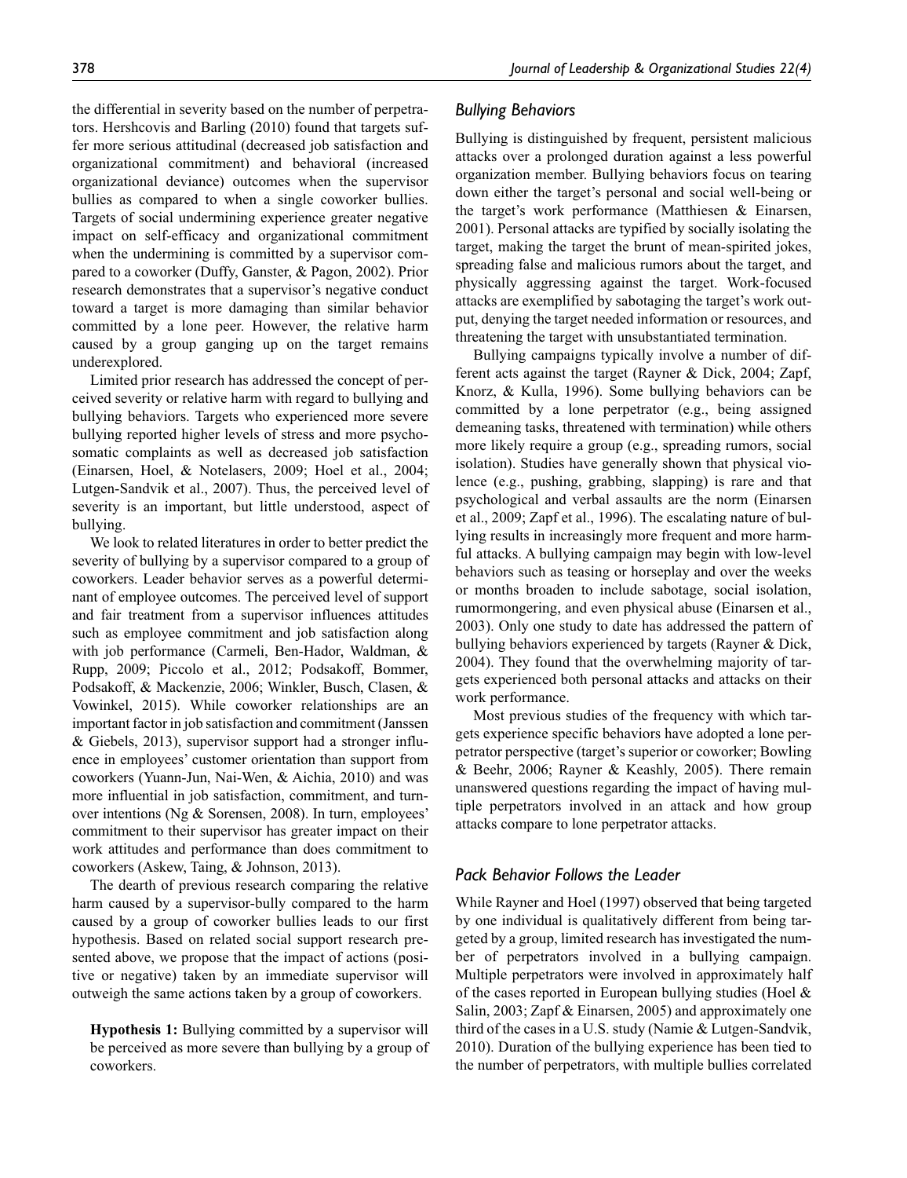the differential in severity based on the number of perpetrators. Hershcovis and Barling (2010) found that targets suffer more serious attitudinal (decreased job satisfaction and organizational commitment) and behavioral (increased organizational deviance) outcomes when the supervisor bullies as compared to when a single coworker bullies. Targets of social undermining experience greater negative impact on self-efficacy and organizational commitment when the undermining is committed by a supervisor compared to a coworker (Duffy, Ganster, & Pagon, 2002). Prior research demonstrates that a supervisor's negative conduct toward a target is more damaging than similar behavior committed by a lone peer. However, the relative harm caused by a group ganging up on the target remains underexplored.

Limited prior research has addressed the concept of perceived severity or relative harm with regard to bullying and bullying behaviors. Targets who experienced more severe bullying reported higher levels of stress and more psychosomatic complaints as well as decreased job satisfaction (Einarsen, Hoel, & Notelasers, 2009; Hoel et al., 2004; Lutgen-Sandvik et al., 2007). Thus, the perceived level of severity is an important, but little understood, aspect of bullying.

We look to related literatures in order to better predict the severity of bullying by a supervisor compared to a group of coworkers. Leader behavior serves as a powerful determinant of employee outcomes. The perceived level of support and fair treatment from a supervisor influences attitudes such as employee commitment and job satisfaction along with job performance (Carmeli, Ben-Hador, Waldman, & Rupp, 2009; Piccolo et al., 2012; Podsakoff, Bommer, Podsakoff, & Mackenzie, 2006; Winkler, Busch, Clasen, & Vowinkel, 2015). While coworker relationships are an important factor in job satisfaction and commitment (Janssen & Giebels, 2013), supervisor support had a stronger influence in employees' customer orientation than support from coworkers (Yuann-Jun, Nai-Wen, & Aichia, 2010) and was more influential in job satisfaction, commitment, and turnover intentions (Ng & Sorensen, 2008). In turn, employees' commitment to their supervisor has greater impact on their work attitudes and performance than does commitment to coworkers (Askew, Taing, & Johnson, 2013).

The dearth of previous research comparing the relative harm caused by a supervisor-bully compared to the harm caused by a group of coworker bullies leads to our first hypothesis. Based on related social support research presented above, we propose that the impact of actions (positive or negative) taken by an immediate supervisor will outweigh the same actions taken by a group of coworkers.

> **Hypothesis 1:** Bullying committed by a supervisor will be perceived as more severe than bullying by a group of coworkers.

## *Bullying Behaviors*

Bullying is distinguished by frequent, persistent malicious attacks over a prolonged duration against a less powerful organization member. Bullying behaviors focus on tearing down either the target's personal and social well-being or the target's work performance (Matthiesen & Einarsen, 2001). Personal attacks are typified by socially isolating the target, making the target the brunt of mean-spirited jokes, spreading false and malicious rumors about the target, and physically aggressing against the target. Work-focused attacks are exemplified by sabotaging the target's work output, denying the target needed information or resources, and threatening the target with unsubstantiated termination.

Bullying campaigns typically involve a number of different acts against the target (Rayner & Dick, 2004; Zapf, Knorz, & Kulla, 1996). Some bullying behaviors can be committed by a lone perpetrator (e.g., being assigned demeaning tasks, threatened with termination) while others more likely require a group (e.g., spreading rumors, social isolation). Studies have generally shown that physical violence (e.g., pushing, grabbing, slapping) is rare and that psychological and verbal assaults are the norm (Einarsen et al., 2009; Zapf et al., 1996). The escalating nature of bullying results in increasingly more frequent and more harmful attacks. A bullying campaign may begin with low-level behaviors such as teasing or horseplay and over the weeks or months broaden to include sabotage, social isolation, rumormongering, and even physical abuse (Einarsen et al., 2003). Only one study to date has addressed the pattern of bullying behaviors experienced by targets (Rayner & Dick, 2004). They found that the overwhelming majority of targets experienced both personal attacks and attacks on their work performance.

Most previous studies of the frequency with which targets experience specific behaviors have adopted a lone perpetrator perspective (target's superior or coworker; Bowling & Beehr, 2006; Rayner & Keashly, 2005). There remain unanswered questions regarding the impact of having multiple perpetrators involved in an attack and how group attacks compare to lone perpetrator attacks.

## *Pack Behavior Follows the Leader*

While Rayner and Hoel (1997) observed that being targeted by one individual is qualitatively different from being targeted by a group, limited research has investigated the number of perpetrators involved in a bullying campaign. Multiple perpetrators were involved in approximately half of the cases reported in European bullying studies (Hoel & Salin, 2003; Zapf & Einarsen, 2005) and approximately one third of the cases in a U.S. study (Namie & Lutgen-Sandvik, 2010). Duration of the bullying experience has been tied to the number of perpetrators, with multiple bullies correlated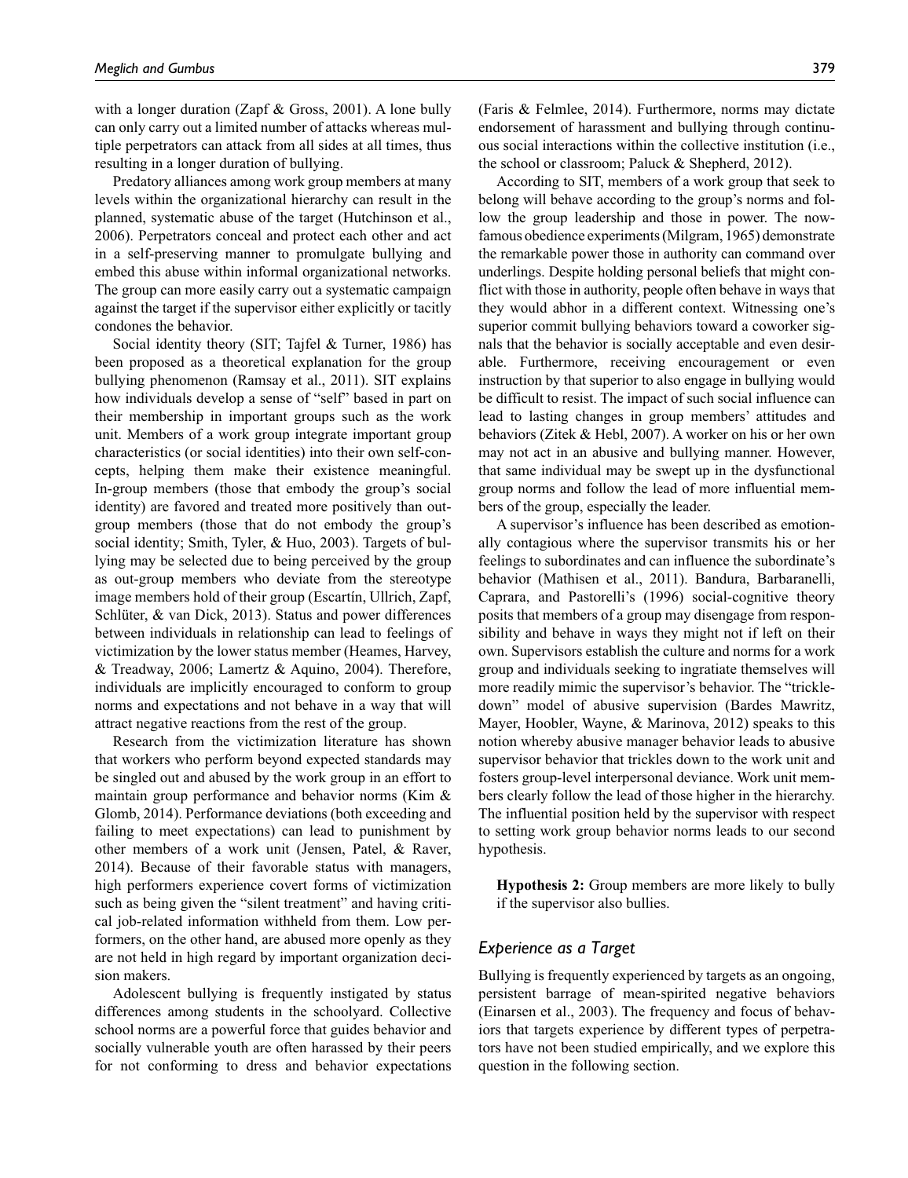with a longer duration (Zapf & Gross, 2001). A lone bully can only carry out a limited number of attacks whereas multiple perpetrators can attack from all sides at all times, thus resulting in a longer duration of bullying.

Predatory alliances among work group members at many levels within the organizational hierarchy can result in the planned, systematic abuse of the target (Hutchinson et al., 2006). Perpetrators conceal and protect each other and act in a self-preserving manner to promulgate bullying and embed this abuse within informal organizational networks. The group can more easily carry out a systematic campaign against the target if the supervisor either explicitly or tacitly condones the behavior.

Social identity theory (SIT; Tajfel & Turner, 1986) has been proposed as a theoretical explanation for the group bullying phenomenon (Ramsay et al., 2011). SIT explains how individuals develop a sense of "self" based in part on their membership in important groups such as the work unit. Members of a work group integrate important group characteristics (or social identities) into their own self-concepts, helping them make their existence meaningful. In-group members (those that embody the group's social identity) are favored and treated more positively than out-group members (those that do not embody the group's social identity; Smith, Tyler, & Huo, 2003). Targets of bullying may be selected due to being perceived by the group as out-group members who deviate from the stereotype image members hold of their group (Escartín, Ullrich, Zapf, Schlüter, & van Dick, 2013). Status and power differences between individuals in relationship can lead to feelings of victimization by the lower status member (Heames, Harvey, & Treadway, 2006; Lamertz & Aquino, 2004). Therefore, individuals are implicitly encouraged to conform to group norms and expectations and not behave in a way that will attract negative reactions from the rest of the group.

Research from the victimization literature has shown that workers who perform beyond expected standards may be singled out and abused by the work group in an effort to maintain group performance and behavior norms (Kim & Glomb, 2014). Performance deviations (both exceeding and failing to meet expectations) can lead to punishment by other members of a work unit (Jensen, Patel, & Raver, 2014). Because of their favorable status with managers, high performers experience covert forms of victimization such as being given the "silent treatment" and having critical job-related information withheld from them. Low performers, on the other hand, are abused more openly as they are not held in high regard by important organization decision makers.

Adolescent bullying is frequently instigated by status differences among students in the schoolyard. Collective school norms are a powerful force that guides behavior and socially vulnerable youth are often harassed by their peers for not conforming to dress and behavior expectations (Faris & Felmlee, 2014). Furthermore, norms may dictate endorsement of harassment and bullying through continuous social interactions within the collective institution (i.e., the school or classroom; Paluck & Shepherd, 2012).

According to SIT, members of a work group that seek to belong will behave according to the group's norms and follow the group leadership and those in power. The now-famous obedience experiments (Milgram, 1965) demonstrate the remarkable power those in authority can command over underlings. Despite holding personal beliefs that might conflict with those in authority, people often behave in ways that they would abhor in a different context. Witnessing one's superior commit bullying behaviors toward a coworker signals that the behavior is socially acceptable and even desirable. Furthermore, receiving encouragement or even instruction by that superior to also engage in bullying would be difficult to resist. The impact of such social influence can lead to lasting changes in group members' attitudes and behaviors (Zitek & Hebl, 2007). A worker on his or her own may not act in an abusive and bullying manner. However, that same individual may be swept up in the dysfunctional group norms and follow the lead of more influential members of the group, especially the leader.

A supervisor's influence has been described as emotionally contagious where the supervisor transmits his or her feelings to subordinates and can influence the subordinate's behavior (Mathisen et al., 2011). Bandura, Barbaranelli, Caprara, and Pastorelli's (1996) social-cognitive theory posits that members of a group may disengage from responsibility and behave in ways they might not if left on their own. Supervisors establish the culture and norms for a work group and individuals seeking to ingratiate themselves will more readily mimic the supervisor's behavior. The "trickle-down" model of abusive supervision (Bardes Mawritz, Mayer, Hoobler, Wayne, & Marinova, 2012) speaks to this notion whereby abusive manager behavior leads to abusive supervisor behavior that trickles down to the work unit and fosters group-level interpersonal deviance. Work unit members clearly follow the lead of those higher in the hierarchy. The influential position held by the supervisor with respect to setting work group behavior norms leads to our second hypothesis.

**Hypothesis 2:** Group members are more likely to bully if the supervisor also bullies.

## *Experience as a Target*

Bullying is frequently experienced by targets as an ongoing, persistent barrage of mean-spirited negative behaviors (Einarsen et al., 2003). The frequency and focus of behaviors that targets experience by different types of perpetrators have not been studied empirically, and we explore this question in the following section.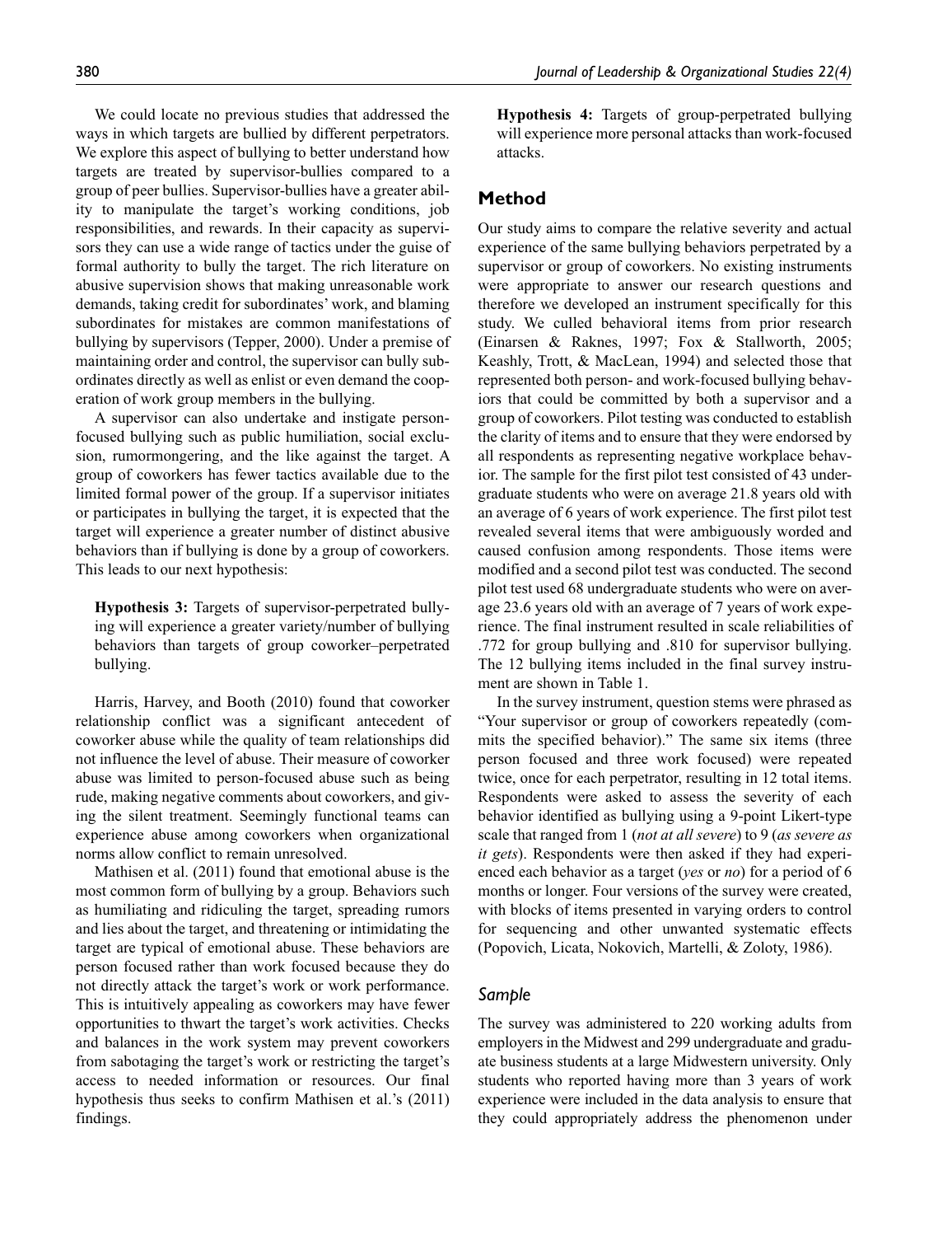We could locate no previous studies that addressed the ways in which targets are bullied by different perpetrators. We explore this aspect of bullying to better understand how targets are treated by supervisor-bullies compared to a group of peer bullies. Supervisor-bullies have a greater ability to manipulate the target's working conditions, job responsibilities, and rewards. In their capacity as supervisors they can use a wide range of tactics under the guise of formal authority to bully the target. The rich literature on abusive supervision shows that making unreasonable work demands, taking credit for subordinates' work, and blaming subordinates for mistakes are common manifestations of bullying by supervisors (Tepper, 2000). Under a premise of maintaining order and control, the supervisor can bully subordinates directly as well as enlist or even demand the cooperation of work group members in the bullying.

A supervisor can also undertake and instigate person-focused bullying such as public humiliation, social exclusion, rumormongering, and the like against the target. A group of coworkers has fewer tactics available due to the limited formal power of the group. If a supervisor initiates or participates in bullying the target, it is expected that the target will experience a greater number of distinct abusive behaviors than if bullying is done by a group of coworkers. This leads to our next hypothesis:

**Hypothesis 3:** Targets of supervisor-perpetrated bullying will experience a greater variety/number of bullying behaviors than targets of group coworker–perpetrated bullying.

Harris, Harvey, and Booth (2010) found that coworker relationship conflict was a significant antecedent of coworker abuse while the quality of team relationships did not influence the level of abuse. Their measure of coworker abuse was limited to person-focused abuse such as being rude, making negative comments about coworkers, and giving the silent treatment. Seemingly functional teams can experience abuse among coworkers when organizational norms allow conflict to remain unresolved.

Mathisen et al. (2011) found that emotional abuse is the most common form of bullying by a group. Behaviors such as humiliating and ridiculing the target, spreading rumors and lies about the target, and threatening or intimidating the target are typical of emotional abuse. These behaviors are person focused rather than work focused because they do not directly attack the target's work or work performance. This is intuitively appealing as coworkers may have fewer opportunities to thwart the target's work activities. Checks and balances in the work system may prevent coworkers from sabotaging the target's work or restricting the target's access to needed information or resources. Our final hypothesis thus seeks to confirm Mathisen et al.'s (2011) findings.

**Hypothesis 4:** Targets of group-perpetrated bullying will experience more personal attacks than work-focused attacks.

## Method

Our study aims to compare the relative severity and actual experience of the same bullying behaviors perpetrated by a supervisor or group of coworkers. No existing instruments were appropriate to answer our research questions and therefore we developed an instrument specifically for this study. We culled behavioral items from prior research (Einarsen & Raknes, 1997; Fox & Stallworth, 2005; Keashly, Trott, & MacLean, 1994) and selected those that represented both person- and work-focused bullying behaviors that could be committed by both a supervisor and a group of coworkers. Pilot testing was conducted to establish the clarity of items and to ensure that they were endorsed by all respondents as representing negative workplace behavior. The sample for the first pilot test consisted of 43 undergraduate students who were on average 21.8 years old with an average of 6 years of work experience. The first pilot test revealed several items that were ambiguously worded and caused confusion among respondents. Those items were modified and a second pilot test was conducted. The second pilot test used 68 undergraduate students who were on average 23.6 years old with an average of 7 years of work experience. The final instrument resulted in scale reliabilities of .772 for group bullying and .810 for supervisor bullying. The 12 bullying items included in the final survey instrument are shown in Table 1.

In the survey instrument, question stems were phrased as "Your supervisor or group of coworkers repeatedly (commits the specified behavior)." The same six items (three person focused and three work focused) were repeated twice, once for each perpetrator, resulting in 12 total items. Respondents were asked to assess the severity of each behavior identified as bullying using a 9-point Likert-type scale that ranged from 1 (*not at all severe*) to 9 (*as severe as it gets*). Respondents were then asked if they had experienced each behavior as a target (*yes* or *no*) for a period of 6 months or longer. Four versions of the survey were created, with blocks of items presented in varying orders to control for sequencing and other unwanted systematic effects (Popovich, Licata, Nokovich, Martelli, & Zoloty, 1986).

### Sample

The survey was administered to 220 working adults from employers in the Midwest and 299 undergraduate and graduate business students at a large Midwestern university. Only students who reported having more than 3 years of work experience were included in the data analysis to ensure that they could appropriately address the phenomenon under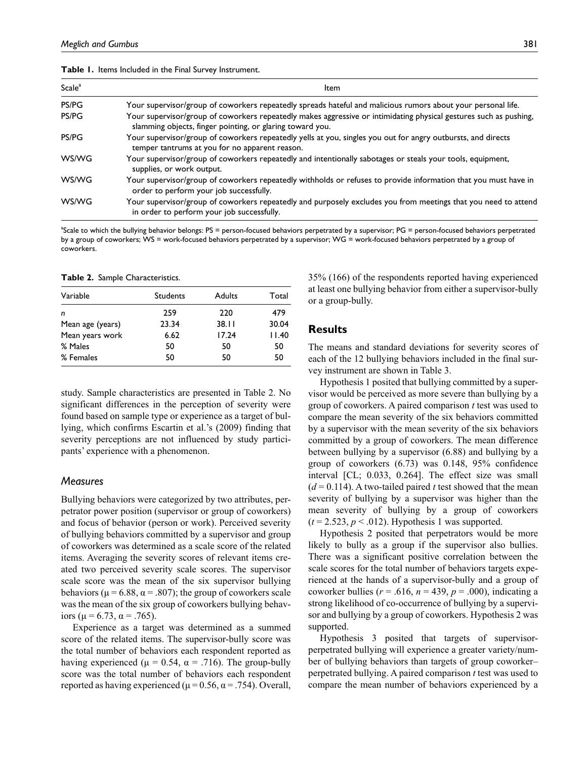**Table 1.** Items Included in the Final Survey Instrument.

| Scale[a] | Item |
|---|---|
| PS/PG | Your supervisor/group of coworkers repeatedly spreads hateful and malicious rumors about your personal life. |
| PS/PG | Your supervisor/group of coworkers repeatedly makes aggressive or intimidating physical gestures such as pushing, slamming objects, finger pointing, or glaring toward you. |
| PS/PG | Your supervisor/group of coworkers repeatedly yells at you, singles you out for angry outbursts, and directs temper tantrums at you for no apparent reason. |
| WS/WG | Your supervisor/group of coworkers repeatedly and intentionally sabotages or steals your tools, equipment, supplies, or work output. |
| WS/WG | Your supervisor/group of coworkers repeatedly withholds or refuses to provide information that you must have in order to perform your job successfully. |
| WS/WG | Your supervisor/group of coworkers repeatedly and purposely excludes you from meetings that you need to attend in order to perform your job successfully. |

[a]Scale to which the bullying behavior belongs: PS = person-focused behaviors perpetrated by a supervisor; PG = person-focused behaviors perpetrated by a group of coworkers; WS = work-focused behaviors perpetrated by a supervisor; WG = work-focused behaviors perpetrated by a group of coworkers.

**Table 2.** Sample Characteristics.

| Variable | Students | Adults | Total |
|---|---|---|---|
| *n* | 259 | 220 | 479 |
| Mean age (years) | 23.34 | 38.11 | 30.04 |
| Mean years work | 6.62 | 17.24 | 11.40 |
| % Males | 50 | 50 | 50 |
| % Females | 50 | 50 | 50 |

study. Sample characteristics are presented in Table 2. No significant differences in the perception of severity were found based on sample type or experience as a target of bullying, which confirms Escartin et al.'s (2009) finding that severity perceptions are not influenced by study participants' experience with a phenomenon.

### *Measures*

Bullying behaviors were categorized by two attributes, perpetrator power position (supervisor or group of coworkers) and focus of behavior (person or work). Perceived severity of bullying behaviors committed by a supervisor and group of coworkers was determined as a scale score of the related items. Averaging the severity scores of relevant items created two perceived severity scale scores. The supervisor scale score was the mean of the six supervisor bullying behaviors ($\mu = 6.88$, $\alpha = .807$); the group of coworkers scale was the mean of the six group of coworkers bullying behaviors ($\mu = 6.73$, $\alpha = .765$).

Experience as a target was determined as a summed score of the related items. The supervisor-bully score was the total number of behaviors each respondent reported as having experienced ($\mu = 0.54$, $\alpha = .716$). The group-bully score was the total number of behaviors each respondent reported as having experienced ($\mu = 0.56$, $\alpha = .754$). Overall, 35% (166) of the respondents reported having experienced at least one bullying behavior from either a supervisor-bully or a group-bully.

## Results

The means and standard deviations for severity scores of each of the 12 bullying behaviors included in the final survey instrument are shown in Table 3.

Hypothesis 1 posited that bullying committed by a supervisor would be perceived as more severe than bullying by a group of coworkers. A paired comparison *t* test was used to compare the mean severity of the six behaviors committed by a supervisor with the mean severity of the six behaviors committed by a group of coworkers. The mean difference between bullying by a supervisor (6.88) and bullying by a group of coworkers (6.73) was 0.148, 95% confidence interval [CL; 0.033, 0.264]. The effect size was small ($d = 0.114$). A two-tailed paired *t* test showed that the mean severity of bullying by a supervisor was higher than the mean severity of bullying by a group of coworkers ($t = 2.523$, $p < .012$). Hypothesis 1 was supported.

Hypothesis 2 posited that perpetrators would be more likely to bully as a group if the supervisor also bullies. There was a significant positive correlation between the scale scores for the total number of behaviors targets experienced at the hands of a supervisor-bully and a group of coworker bullies ($r = .616$, $n = 439$, $p = .000$), indicating a strong likelihood of co-occurrence of bullying by a supervisor and bullying by a group of coworkers. Hypothesis 2 was supported.

Hypothesis 3 posited that targets of supervisor-perpetrated bullying will experience a greater variety/number of bullying behaviors than targets of group coworker–perpetrated bullying. A paired comparison *t* test was used to compare the mean number of behaviors experienced by a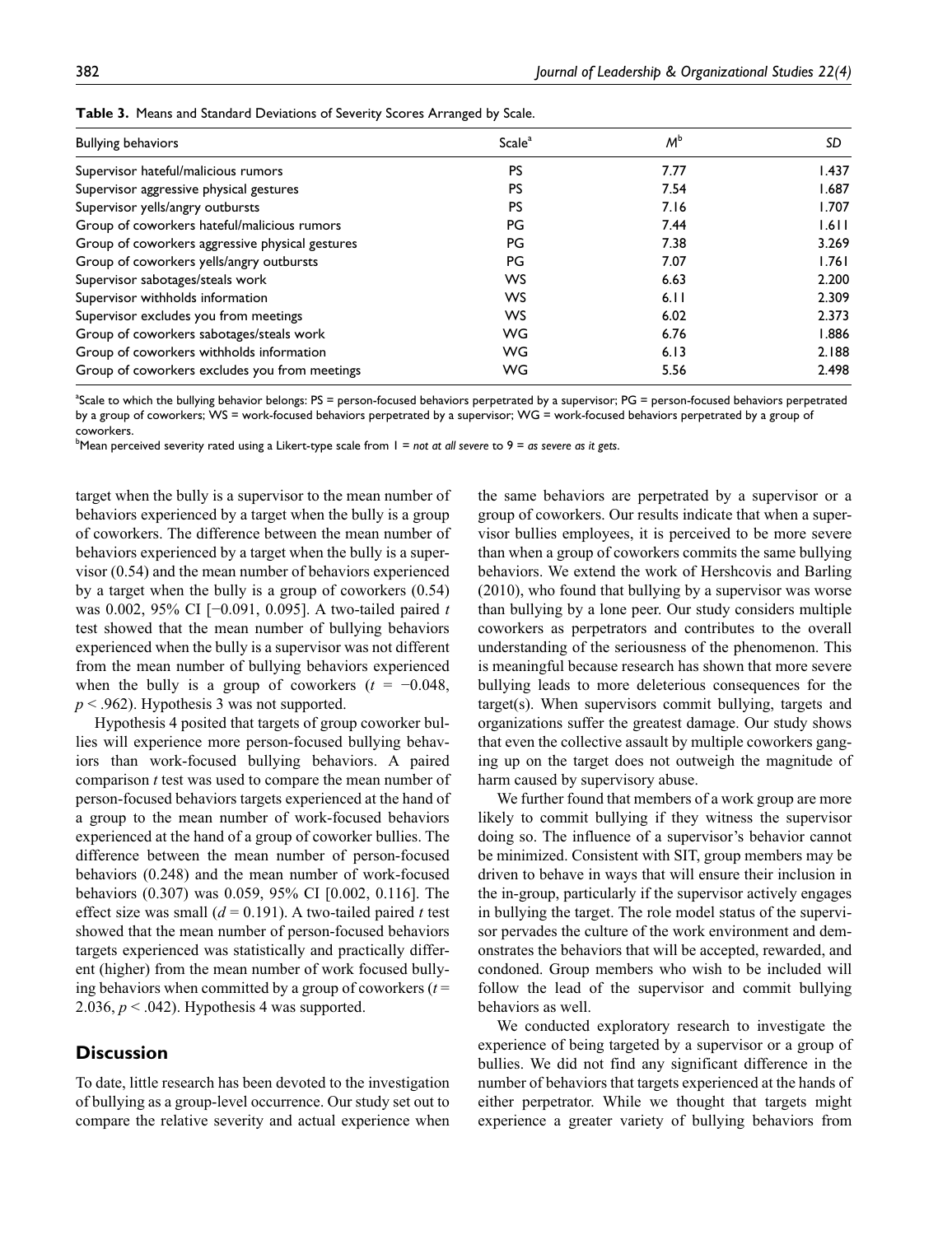**Table 3.** Means and Standard Deviations of Severity Scores Arranged by Scale.

| Bullying behaviors | Scale[a] | $M$[b] | $SD$ |
|---|---|---|---|
| Supervisor hateful/malicious rumors | PS | 7.77 | 1.437 |
| Supervisor aggressive physical gestures | PS | 7.54 | 1.687 |
| Supervisor yells/angry outbursts | PS | 7.16 | 1.707 |
| Group of coworkers hateful/malicious rumors | PG | 7.44 | 1.611 |
| Group of coworkers aggressive physical gestures | PG | 7.38 | 3.269 |
| Group of coworkers yells/angry outbursts | PG | 7.07 | 1.761 |
| Supervisor sabotages/steals work | WS | 6.63 | 2.200 |
| Supervisor withholds information | WS | 6.11 | 2.309 |
| Supervisor excludes you from meetings | WS | 6.02 | 2.373 |
| Group of coworkers sabotages/steals work | WG | 6.76 | 1.886 |
| Group of coworkers withholds information | WG | 6.13 | 2.188 |
| Group of coworkers excludes you from meetings | WG | 5.56 | 2.498 |

[a]Scale to which the bullying behavior belongs: PS = person-focused behaviors perpetrated by a supervisor; PG = person-focused behaviors perpetrated by a group of coworkers; WS = work-focused behaviors perpetrated by a supervisor; WG = work-focused behaviors perpetrated by a group of coworkers.
[b]Mean perceived severity rated using a Likert-type scale from 1 = *not at all severe* to 9 = *as severe as it gets*.

target when the bully is a supervisor to the mean number of behaviors experienced by a target when the bully is a group of coworkers. The difference between the mean number of behaviors experienced by a target when the bully is a supervisor (0.54) and the mean number of behaviors experienced by a target when the bully is a group of coworkers (0.54) was 0.002, 95% CI [−0.091, 0.095]. A two-tailed paired $t$ test showed that the mean number of bullying behaviors experienced when the bully is a supervisor was not different from the mean number of bullying behaviors experienced when the bully is a group of coworkers ($t$ = −0.048, $p < .962$). Hypothesis 3 was not supported.

Hypothesis 4 posited that targets of group coworker bullies will experience more person-focused bullying behaviors than work-focused bullying behaviors. A paired comparison $t$ test was used to compare the mean number of person-focused behaviors targets experienced at the hand of a group to the mean number of work-focused behaviors experienced at the hand of a group of coworker bullies. The difference between the mean number of person-focused behaviors (0.248) and the mean number of work-focused behaviors (0.307) was 0.059, 95% CI [0.002, 0.116]. The effect size was small ($d$ = 0.191). A two-tailed paired $t$ test showed that the mean number of person-focused behaviors targets experienced was statistically and practically different (higher) from the mean number of work focused bullying behaviors when committed by a group of coworkers ($t$ = 2.036, $p < .042$). Hypothesis 4 was supported.

## Discussion

To date, little research has been devoted to the investigation of bullying as a group-level occurrence. Our study set out to compare the relative severity and actual experience when the same behaviors are perpetrated by a supervisor or a group of coworkers. Our results indicate that when a supervisor bullies employees, it is perceived to be more severe than when a group of coworkers commits the same bullying behaviors. We extend the work of Hershcovis and Barling (2010), who found that bullying by a supervisor was worse than bullying by a lone peer. Our study considers multiple coworkers as perpetrators and contributes to the overall understanding of the seriousness of the phenomenon. This is meaningful because research has shown that more severe bullying leads to more deleterious consequences for the target(s). When supervisors commit bullying, targets and organizations suffer the greatest damage. Our study shows that even the collective assault by multiple coworkers ganging up on the target does not outweigh the magnitude of harm caused by supervisory abuse.

We further found that members of a work group are more likely to commit bullying if they witness the supervisor doing so. The influence of a supervisor's behavior cannot be minimized. Consistent with SIT, group members may be driven to behave in ways that will ensure their inclusion in the in-group, particularly if the supervisor actively engages in bullying the target. The role model status of the supervisor pervades the culture of the work environment and demonstrates the behaviors that will be accepted, rewarded, and condoned. Group members who wish to be included will follow the lead of the supervisor and commit bullying behaviors as well.

We conducted exploratory research to investigate the experience of being targeted by a supervisor or a group of bullies. We did not find any significant difference in the number of behaviors that targets experienced at the hands of either perpetrator. While we thought that targets might experience a greater variety of bullying behaviors from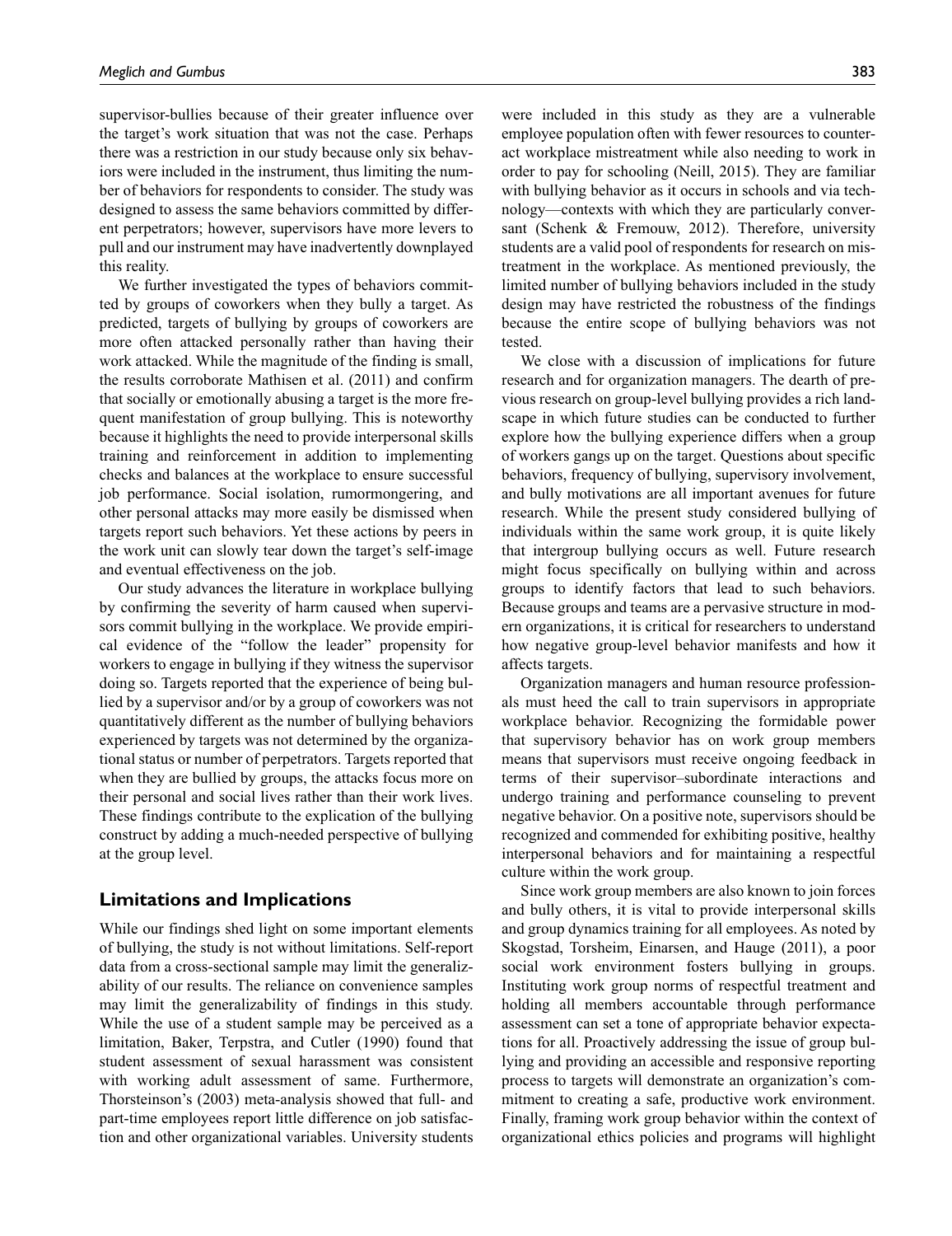supervisor-bullies because of their greater influence over the target's work situation that was not the case. Perhaps there was a restriction in our study because only six behaviors were included in the instrument, thus limiting the number of behaviors for respondents to consider. The study was designed to assess the same behaviors committed by different perpetrators; however, supervisors have more levers to pull and our instrument may have inadvertently downplayed this reality.

We further investigated the types of behaviors committed by groups of coworkers when they bully a target. As predicted, targets of bullying by groups of coworkers are more often attacked personally rather than having their work attacked. While the magnitude of the finding is small, the results corroborate Mathisen et al. (2011) and confirm that socially or emotionally abusing a target is the more frequent manifestation of group bullying. This is noteworthy because it highlights the need to provide interpersonal skills training and reinforcement in addition to implementing checks and balances at the workplace to ensure successful job performance. Social isolation, rumormongering, and other personal attacks may more easily be dismissed when targets report such behaviors. Yet these actions by peers in the work unit can slowly tear down the target's self-image and eventual effectiveness on the job.

Our study advances the literature in workplace bullying by confirming the severity of harm caused when supervisors commit bullying in the workplace. We provide empirical evidence of the "follow the leader" propensity for workers to engage in bullying if they witness the supervisor doing so. Targets reported that the experience of being bullied by a supervisor and/or by a group of coworkers was not quantitatively different as the number of bullying behaviors experienced by targets was not determined by the organizational status or number of perpetrators. Targets reported that when they are bullied by groups, the attacks focus more on their personal and social lives rather than their work lives. These findings contribute to the explication of the bullying construct by adding a much-needed perspective of bullying at the group level.

## Limitations and Implications

While our findings shed light on some important elements of bullying, the study is not without limitations. Self-report data from a cross-sectional sample may limit the generalizability of our results. The reliance on convenience samples may limit the generalizability of findings in this study. While the use of a student sample may be perceived as a limitation, Baker, Terpstra, and Cutler (1990) found that student assessment of sexual harassment was consistent with working adult assessment of same. Furthermore, Thorsteinson's (2003) meta-analysis showed that full- and part-time employees report little difference on job satisfaction and other organizational variables. University students were included in this study as they are a vulnerable employee population often with fewer resources to counteract workplace mistreatment while also needing to work in order to pay for schooling (Neill, 2015). They are familiar with bullying behavior as it occurs in schools and via technology—contexts with which they are particularly conversant (Schenk & Fremouw, 2012). Therefore, university students are a valid pool of respondents for research on mistreatment in the workplace. As mentioned previously, the limited number of bullying behaviors included in the study design may have restricted the robustness of the findings because the entire scope of bullying behaviors was not tested.

We close with a discussion of implications for future research and for organization managers. The dearth of previous research on group-level bullying provides a rich landscape in which future studies can be conducted to further explore how the bullying experience differs when a group of workers gangs up on the target. Questions about specific behaviors, frequency of bullying, supervisory involvement, and bully motivations are all important avenues for future research. While the present study considered bullying of individuals within the same work group, it is quite likely that intergroup bullying occurs as well. Future research might focus specifically on bullying within and across groups to identify factors that lead to such behaviors. Because groups and teams are a pervasive structure in modern organizations, it is critical for researchers to understand how negative group-level behavior manifests and how it affects targets.

Organization managers and human resource professionals must heed the call to train supervisors in appropriate workplace behavior. Recognizing the formidable power that supervisory behavior has on work group members means that supervisors must receive ongoing feedback in terms of their supervisor–subordinate interactions and undergo training and performance counseling to prevent negative behavior. On a positive note, supervisors should be recognized and commended for exhibiting positive, healthy interpersonal behaviors and for maintaining a respectful culture within the work group.

Since work group members are also known to join forces and bully others, it is vital to provide interpersonal skills and group dynamics training for all employees. As noted by Skogstad, Torsheim, Einarsen, and Hauge (2011), a poor social work environment fosters bullying in groups. Instituting work group norms of respectful treatment and holding all members accountable through performance assessment can set a tone of appropriate behavior expectations for all. Proactively addressing the issue of group bullying and providing an accessible and responsive reporting process to targets will demonstrate an organization's commitment to creating a safe, productive work environment. Finally, framing work group behavior within the context of organizational ethics policies and programs will highlight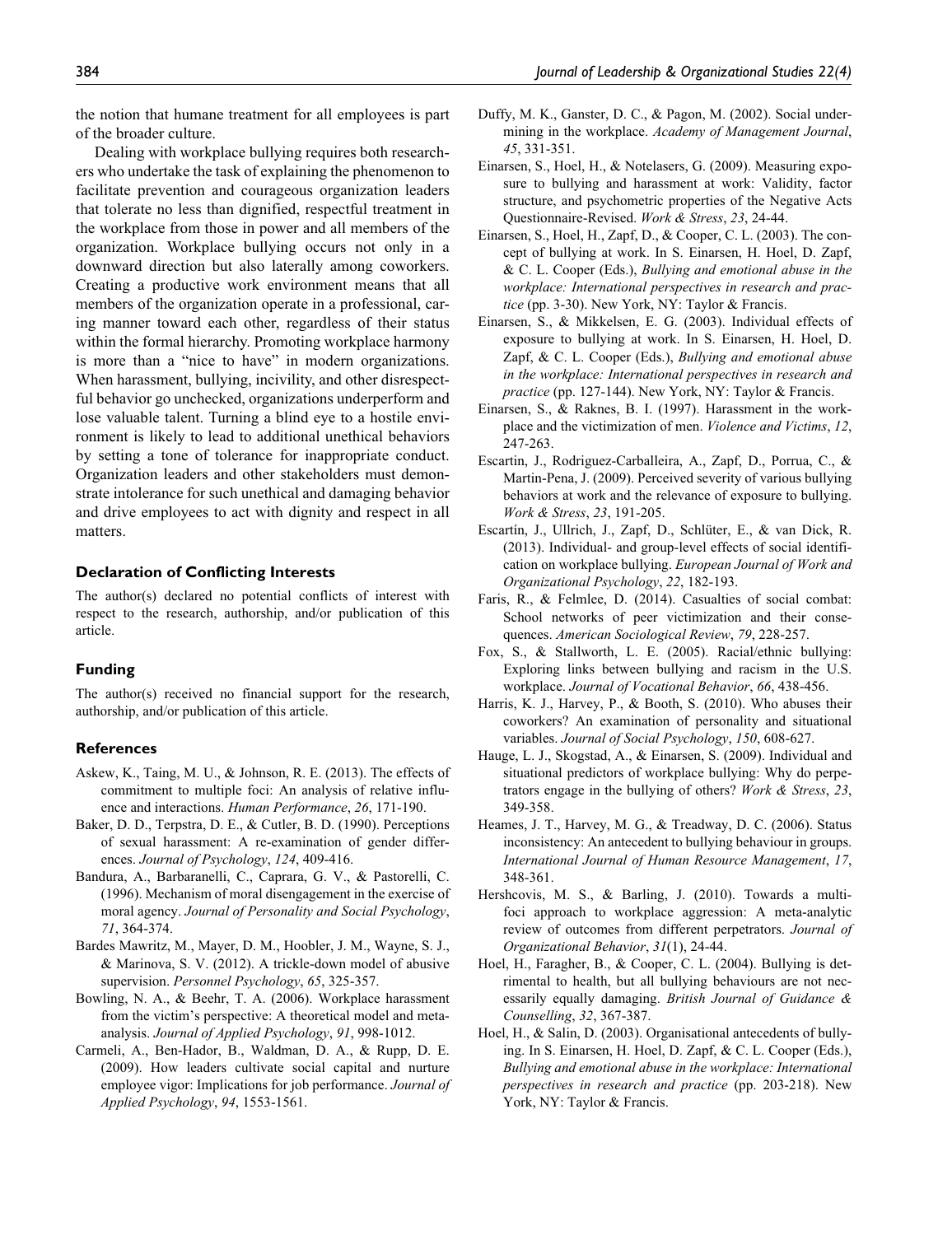the notion that humane treatment for all employees is part of the broader culture.

Dealing with workplace bullying requires both researchers who undertake the task of explaining the phenomenon to facilitate prevention and courageous organization leaders that tolerate no less than dignified, respectful treatment in the workplace from those in power and all members of the organization. Workplace bullying occurs not only in a downward direction but also laterally among coworkers. Creating a productive work environment means that all members of the organization operate in a professional, caring manner toward each other, regardless of their status within the formal hierarchy. Promoting workplace harmony is more than a "nice to have" in modern organizations. When harassment, bullying, incivility, and other disrespectful behavior go unchecked, organizations underperform and lose valuable talent. Turning a blind eye to a hostile environment is likely to lead to additional unethical behaviors by setting a tone of tolerance for inappropriate conduct. Organization leaders and other stakeholders must demonstrate intolerance for such unethical and damaging behavior and drive employees to act with dignity and respect in all matters.

### Declaration of Conflicting Interests

The author(s) declared no potential conflicts of interest with respect to the research, authorship, and/or publication of this article.

### Funding

The author(s) received no financial support for the research, authorship, and/or publication of this article.

### References

Askew, K., Taing, M. U., & Johnson, R. E. (2013). The effects of commitment to multiple foci: An analysis of relative influence and interactions. *Human Performance*, *26*, 171-190.

Baker, D. D., Terpstra, D. E., & Cutler, B. D. (1990). Perceptions of sexual harassment: A re-examination of gender differences. *Journal of Psychology*, *124*, 409-416.

Bandura, A., Barbaranelli, C., Caprara, G. V., & Pastorelli, C. (1996). Mechanism of moral disengagement in the exercise of moral agency. *Journal of Personality and Social Psychology*, *71*, 364-374.

Bardes Mawritz, M., Mayer, D. M., Hoobler, J. M., Wayne, S. J., & Marinova, S. V. (2012). A trickle-down model of abusive supervision. *Personnel Psychology*, *65*, 325-357.

Bowling, N. A., & Beehr, T. A. (2006). Workplace harassment from the victim's perspective: A theoretical model and meta-analysis. *Journal of Applied Psychology*, *91*, 998-1012.

Carmeli, A., Ben-Hador, B., Waldman, D. A., & Rupp, D. E. (2009). How leaders cultivate social capital and nurture employee vigor: Implications for job performance. *Journal of Applied Psychology*, *94*, 1553-1561.

Duffy, M. K., Ganster, D. C., & Pagon, M. (2002). Social undermining in the workplace. *Academy of Management Journal*, *45*, 331-351.

Einarsen, S., Hoel, H., & Notelasers, G. (2009). Measuring exposure to bullying and harassment at work: Validity, factor structure, and psychometric properties of the Negative Acts Questionnaire-Revised. *Work & Stress*, *23*, 24-44.

Einarsen, S., Hoel, H., Zapf, D., & Cooper, C. L. (2003). The concept of bullying at work. In S. Einarsen, H. Hoel, D. Zapf, & C. L. Cooper (Eds.), *Bullying and emotional abuse in the workplace: International perspectives in research and practice* (pp. 3-30). New York, NY: Taylor & Francis.

Einarsen, S., & Mikkelsen, E. G. (2003). Individual effects of exposure to bullying at work. In S. Einarsen, H. Hoel, D. Zapf, & C. L. Cooper (Eds.), *Bullying and emotional abuse in the workplace: International perspectives in research and practice* (pp. 127-144). New York, NY: Taylor & Francis.

Einarsen, S., & Raknes, B. I. (1997). Harassment in the workplace and the victimization of men. *Violence and Victims*, *12*, 247-263.

Escartin, J., Rodriguez-Carballeira, A., Zapf, D., Porrua, C., & Martin-Pena, J. (2009). Perceived severity of various bullying behaviors at work and the relevance of exposure to bullying. *Work & Stress*, *23*, 191-205.

Escartín, J., Ullrich, J., Zapf, D., Schlüter, E., & van Dick, R. (2013). Individual- and group-level effects of social identification on workplace bullying. *European Journal of Work and Organizational Psychology*, *22*, 182-193.

Faris, R., & Felmlee, D. (2014). Casualties of social combat: School networks of peer victimization and their consequences. *American Sociological Review*, *79*, 228-257.

Fox, S., & Stallworth, L. E. (2005). Racial/ethnic bullying: Exploring links between bullying and racism in the U.S. workplace. *Journal of Vocational Behavior*, *66*, 438-456.

Harris, K. J., Harvey, P., & Booth, S. (2010). Who abuses their coworkers? An examination of personality and situational variables. *Journal of Social Psychology*, *150*, 608-627.

Hauge, L. J., Skogstad, A., & Einarsen, S. (2009). Individual and situational predictors of workplace bullying: Why do perpetrators engage in the bullying of others? *Work & Stress*, *23*, 349-358.

Heames, J. T., Harvey, M. G., & Treadway, D. C. (2006). Status inconsistency: An antecedent to bullying behaviour in groups. *International Journal of Human Resource Management*, *17*, 348-361.

Hershcovis, M. S., & Barling, J. (2010). Towards a multi-foci approach to workplace aggression: A meta-analytic review of outcomes from different perpetrators. *Journal of Organizational Behavior*, *31*(1), 24-44.

Hoel, H., Faragher, B., & Cooper, C. L. (2004). Bullying is detrimental to health, but all bullying behaviours are not necessarily equally damaging. *British Journal of Guidance & Counselling*, *32*, 367-387.

Hoel, H., & Salin, D. (2003). Organisational antecedents of bullying. In S. Einarsen, H. Hoel, D. Zapf, & C. L. Cooper (Eds.), *Bullying and emotional abuse in the workplace: International perspectives in research and practice* (pp. 203-218). New York, NY: Taylor & Francis.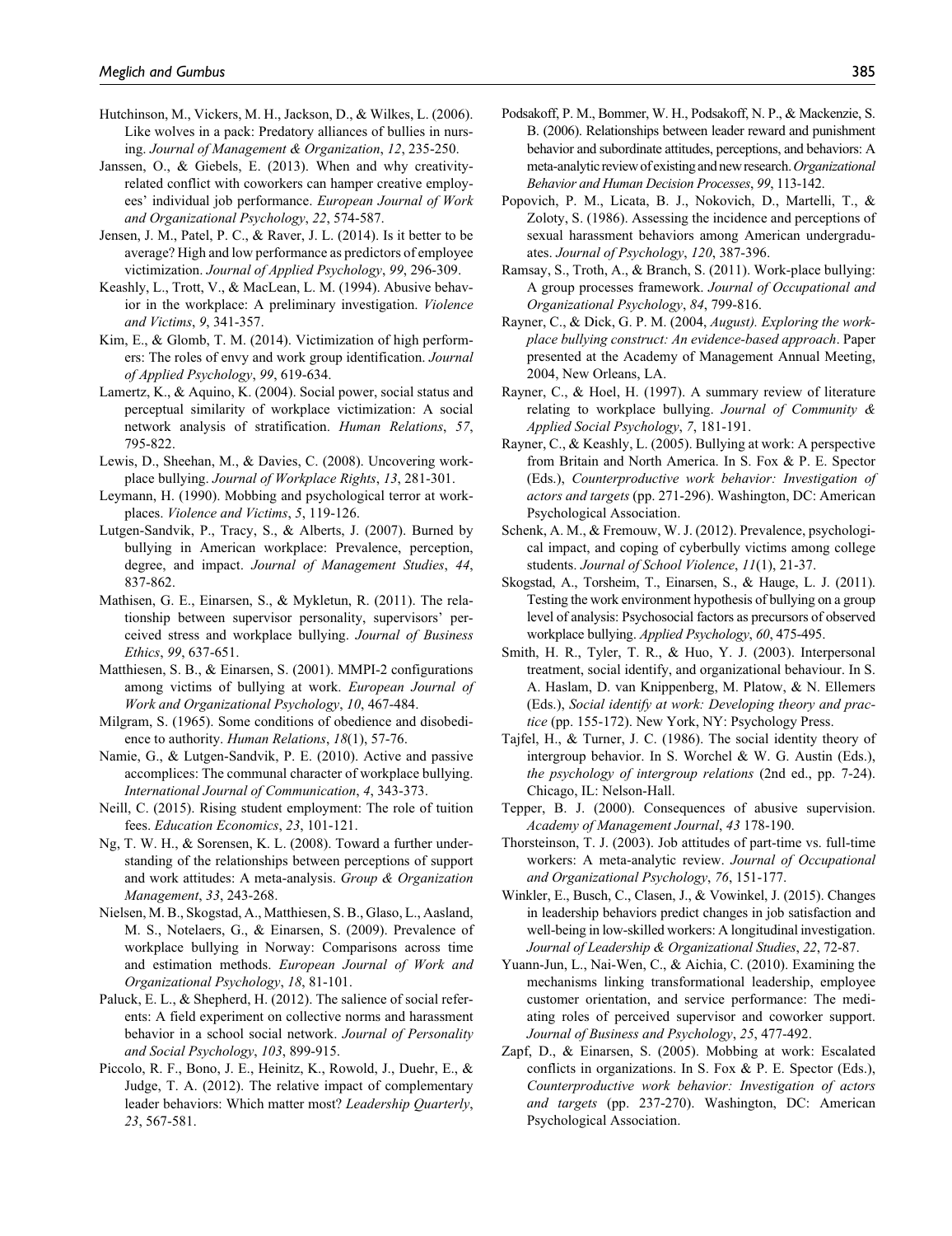Hutchinson, M., Vickers, M. H., Jackson, D., & Wilkes, L. (2006). Like wolves in a pack: Predatory alliances of bullies in nursing. *Journal of Management & Organization*, *12*, 235-250.

Janssen, O., & Giebels, E. (2013). When and why creativity-related conflict with coworkers can hamper creative employees' individual job performance. *European Journal of Work and Organizational Psychology*, *22*, 574-587.

Jensen, J. M., Patel, P. C., & Raver, J. L. (2014). Is it better to be average? High and low performance as predictors of employee victimization. *Journal of Applied Psychology*, *99*, 296-309.

Keashly, L., Trott, V., & MacLean, L. M. (1994). Abusive behavior in the workplace: A preliminary investigation. *Violence and Victims*, *9*, 341-357.

Kim, E., & Glomb, T. M. (2014). Victimization of high performers: The roles of envy and work group identification. *Journal of Applied Psychology*, *99*, 619-634.

Lamertz, K., & Aquino, K. (2004). Social power, social status and perceptual similarity of workplace victimization: A social network analysis of stratification. *Human Relations*, *57*, 795-822.

Lewis, D., Sheehan, M., & Davies, C. (2008). Uncovering workplace bullying. *Journal of Workplace Rights*, *13*, 281-301.

Leymann, H. (1990). Mobbing and psychological terror at workplaces. *Violence and Victims*, *5*, 119-126.

Lutgen-Sandvik, P., Tracy, S., & Alberts, J. (2007). Burned by bullying in American workplace: Prevalence, perception, degree, and impact. *Journal of Management Studies*, *44*, 837-862.

Mathisen, G. E., Einarsen, S., & Mykletun, R. (2011). The relationship between supervisor personality, supervisors' perceived stress and workplace bullying. *Journal of Business Ethics*, *99*, 637-651.

Matthiesen, S. B., & Einarsen, S. (2001). MMPI-2 configurations among victims of bullying at work. *European Journal of Work and Organizational Psychology*, *10*, 467-484.

Milgram, S. (1965). Some conditions of obedience and disobedience to authority. *Human Relations*, *18*(1), 57-76.

Namie, G., & Lutgen-Sandvik, P. E. (2010). Active and passive accomplices: The communal character of workplace bullying. *International Journal of Communication*, *4*, 343-373.

Neill, C. (2015). Rising student employment: The role of tuition fees. *Education Economics*, *23*, 101-121.

Ng, T. W. H., & Sorensen, K. L. (2008). Toward a further understanding of the relationships between perceptions of support and work attitudes: A meta-analysis. *Group & Organization Management*, *33*, 243-268.

Nielsen, M. B., Skogstad, A., Matthiesen, S. B., Glaso, L., Aasland, M. S., Notelaers, G., & Einarsen, S. (2009). Prevalence of workplace bullying in Norway: Comparisons across time and estimation methods. *European Journal of Work and Organizational Psychology*, *18*, 81-101.

Paluck, E. L., & Shepherd, H. (2012). The salience of social referents: A field experiment on collective norms and harassment behavior in a school social network. *Journal of Personality and Social Psychology*, *103*, 899-915.

Piccolo, R. F., Bono, J. E., Heinitz, K., Rowold, J., Duehr, E., & Judge, T. A. (2012). The relative impact of complementary leader behaviors: Which matter most? *Leadership Quarterly*, *23*, 567-581.

Podsakoff, P. M., Bommer, W. H., Podsakoff, N. P., & Mackenzie, S. B. (2006). Relationships between leader reward and punishment behavior and subordinate attitudes, perceptions, and behaviors: A meta-analytic review of existing and new research. *Organizational Behavior and Human Decision Processes*, *99*, 113-142.

Popovich, P. M., Licata, B. J., Nokovich, D., Martelli, T., & Zoloty, S. (1986). Assessing the incidence and perceptions of sexual harassment behaviors among American undergraduates. *Journal of Psychology*, *120*, 387-396.

Ramsay, S., Troth, A., & Branch, S. (2011). Work-place bullying: A group processes framework. *Journal of Occupational and Organizational Psychology*, *84*, 799-816.

Rayner, C., & Dick, G. P. M. (2004, *August). Exploring the workplace bullying construct: An evidence-based approach*. Paper presented at the Academy of Management Annual Meeting, 2004, New Orleans, LA.

Rayner, C., & Hoel, H. (1997). A summary review of literature relating to workplace bullying. *Journal of Community & Applied Social Psychology*, *7*, 181-191.

Rayner, C., & Keashly, L. (2005). Bullying at work: A perspective from Britain and North America. In S. Fox & P. E. Spector (Eds.), *Counterproductive work behavior: Investigation of actors and targets* (pp. 271-296). Washington, DC: American Psychological Association.

Schenk, A. M., & Fremouw, W. J. (2012). Prevalence, psychological impact, and coping of cyberbully victims among college students. *Journal of School Violence*, *11*(1), 21-37.

Skogstad, A., Torsheim, T., Einarsen, S., & Hauge, L. J. (2011). Testing the work environment hypothesis of bullying on a group level of analysis: Psychosocial factors as precursors of observed workplace bullying. *Applied Psychology*, *60*, 475-495.

Smith, H. R., Tyler, T. R., & Huo, Y. J. (2003). Interpersonal treatment, social identify, and organizational behaviour. In S. A. Haslam, D. van Knippenberg, M. Platow, & N. Ellemers (Eds.), *Social identify at work: Developing theory and practice* (pp. 155-172). New York, NY: Psychology Press.

Tajfel, H., & Turner, J. C. (1986). The social identity theory of intergroup behavior. In S. Worchel & W. G. Austin (Eds.), *the psychology of intergroup relations* (2nd ed., pp. 7-24). Chicago, IL: Nelson-Hall.

Tepper, B. J. (2000). Consequences of abusive supervision. *Academy of Management Journal*, *43* 178-190.

Thorsteinson, T. J. (2003). Job attitudes of part-time vs. full-time workers: A meta-analytic review. *Journal of Occupational and Organizational Psychology*, *76*, 151-177.

Winkler, E., Busch, C., Clasen, J., & Vowinkel, J. (2015). Changes in leadership behaviors predict changes in job satisfaction and well-being in low-skilled workers: A longitudinal investigation. *Journal of Leadership & Organizational Studies*, *22*, 72-87.

Yuann-Jun, L., Nai-Wen, C., & Aichia, C. (2010). Examining the mechanisms linking transformational leadership, employee customer orientation, and service performance: The mediating roles of perceived supervisor and coworker support. *Journal of Business and Psychology*, *25*, 477-492.

Zapf, D., & Einarsen, S. (2005). Mobbing at work: Escalated conflicts in organizations. In S. Fox & P. E. Spector (Eds.), *Counterproductive work behavior: Investigation of actors and targets* (pp. 237-270). Washington, DC: American Psychological Association.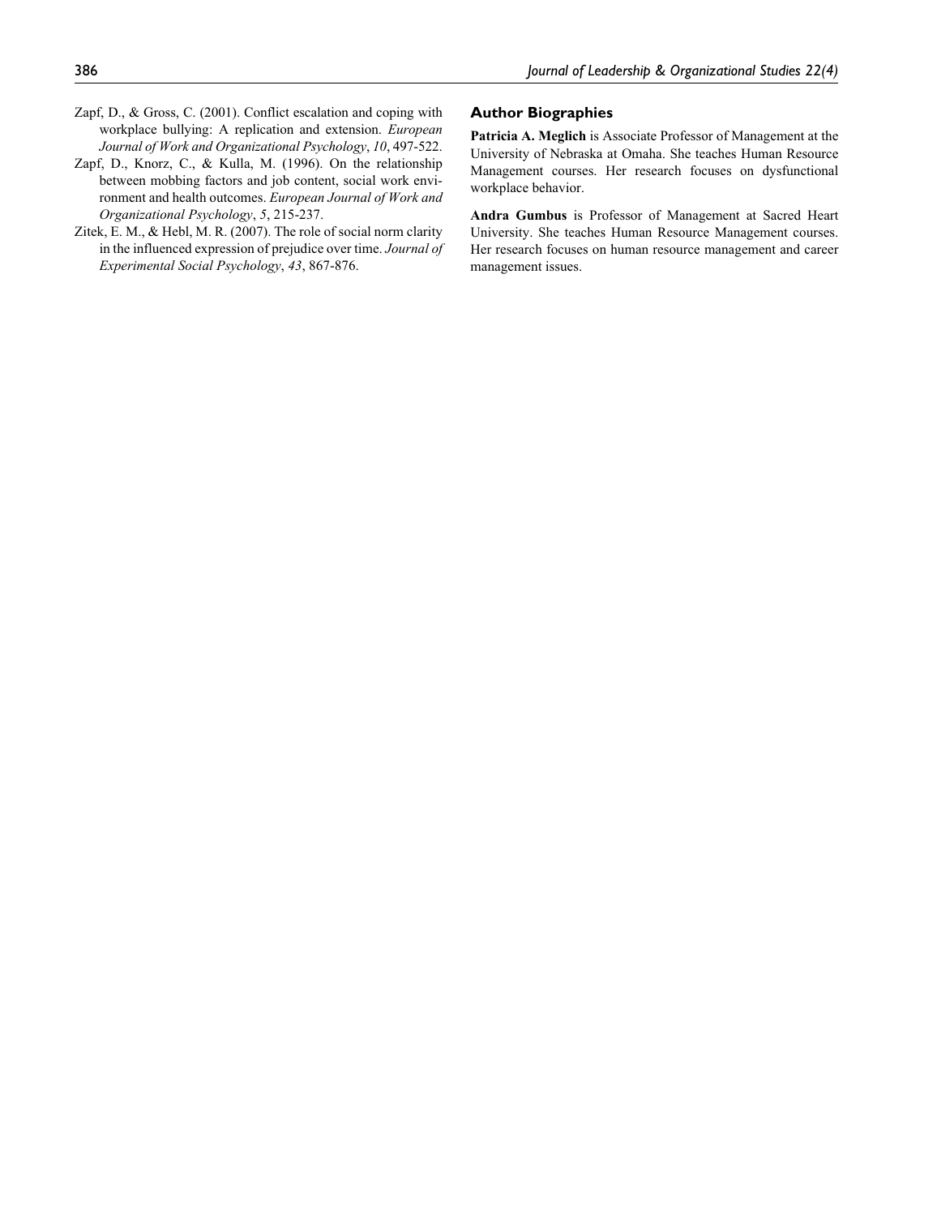Zapf, D., & Gross, C. (2001). Conflict escalation and coping with workplace bullying: A replication and extension. *European Journal of Work and Organizational Psychology*, *10*, 497-522.

Zapf, D., Knorz, C., & Kulla, M. (1996). On the relationship between mobbing factors and job content, social work environment and health outcomes. *European Journal of Work and Organizational Psychology*, *5*, 215-237.

Zitek, E. M., & Hebl, M. R. (2007). The role of social norm clarity in the influenced expression of prejudice over time. *Journal of Experimental Social Psychology*, *43*, 867-876.

## Author Biographies

**Patricia A. Meglich** is Associate Professor of Management at the University of Nebraska at Omaha. She teaches Human Resource Management courses. Her research focuses on dysfunctional workplace behavior.

**Andra Gumbus** is Professor of Management at Sacred Heart University. She teaches Human Resource Management courses. Her research focuses on human resource management and career management issues.